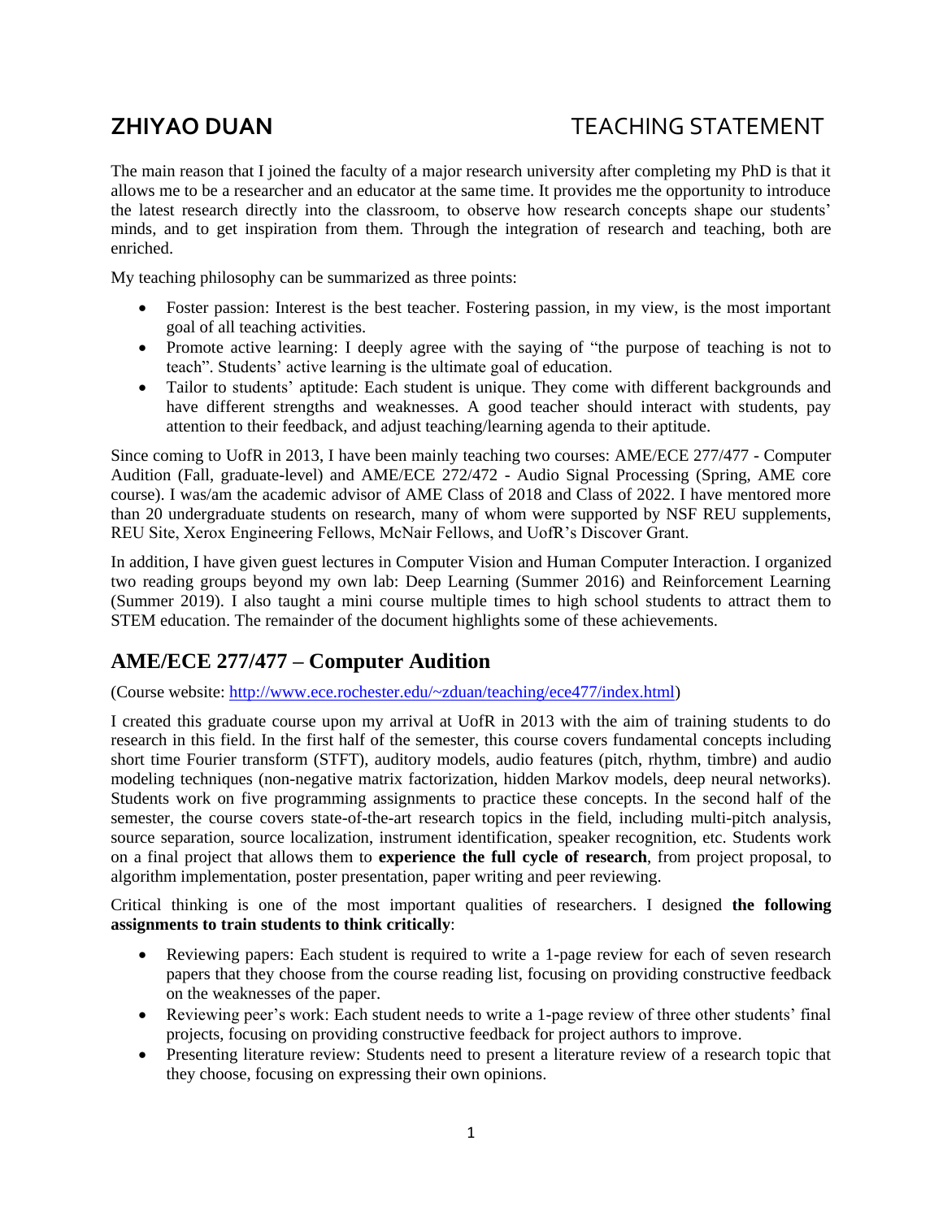# ZHIYAO DUAN TEACHING STATEMENT

The main reason that I joined the faculty of a major research university after completing my PhD is that it allows me to be a researcher and an educator at the same time. It provides me the opportunity to introduce the latest research directly into the classroom, to observe how research concepts shape our students' minds, and to get inspiration from them. Through the integration of research and teaching, both are enriched.

My teaching philosophy can be summarized as three points:

- Foster passion: Interest is the best teacher. Fostering passion, in my view, is the most important goal of all teaching activities.
- Promote active learning: I deeply agree with the saying of "the purpose of teaching is not to teach". Students' active learning is the ultimate goal of education.
- Tailor to students' aptitude: Each student is unique. They come with different backgrounds and have different strengths and weaknesses. A good teacher should interact with students, pay attention to their feedback, and adjust teaching/learning agenda to their aptitude.

Since coming to UofR in 2013, I have been mainly teaching two courses: AME/ECE 277/477 - Computer Audition (Fall, graduate-level) and AME/ECE 272/472 - Audio Signal Processing (Spring, AME core course). I was/am the academic advisor of AME Class of 2018 and Class of 2022. I have mentored more than 20 undergraduate students on research, many of whom were supported by NSF REU supplements, REU Site, Xerox Engineering Fellows, McNair Fellows, and UofR's Discover Grant.

In addition, I have given guest lectures in Computer Vision and Human Computer Interaction. I organized two reading groups beyond my own lab: Deep Learning (Summer 2016) and Reinforcement Learning (Summer 2019). I also taught a mini course multiple times to high school students to attract them to STEM education. The remainder of the document highlights some of these achievements.

## AME/ECE 277/477 – Computer Audition

(Course website: http://www.ece.rochester.edu/~zduan/teaching/ece477/index.html)

I created this graduate course upon my arrival at UofR in 2013 with the aim of training students to do research in this field. In the first half of the semester, this course covers fundamental concepts including short time Fourier transform (STFT), auditory models, audio features (pitch, rhythm, timbre) and audio modeling techniques (non-negative matrix factorization, hidden Markov models, deep neural networks). Students work on five programming assignments to practice these concepts. In the second half of the semester, the course covers state-of-the-art research topics in the field, including multi-pitch analysis, source separation, source localization, instrument identification, speaker recognition, etc. Students work on a final project that allows them to **experience the full cycle of research**, from project proposal, to algorithm implementation, poster presentation, paper writing and peer reviewing.

Critical thinking is one of the most important qualities of researchers. I designed **the following assignments to train students to think critically**:

- Reviewing papers: Each student is required to write a 1-page review for each of seven research papers that they choose from the course reading list, focusing on providing constructive feedback on the weaknesses of the paper.
- Reviewing peer's work: Each student needs to write a 1-page review of three other students' final projects, focusing on providing constructive feedback for project authors to improve.
- Presenting literature review: Students need to present a literature review of a research topic that they choose, focusing on expressing their own opinions.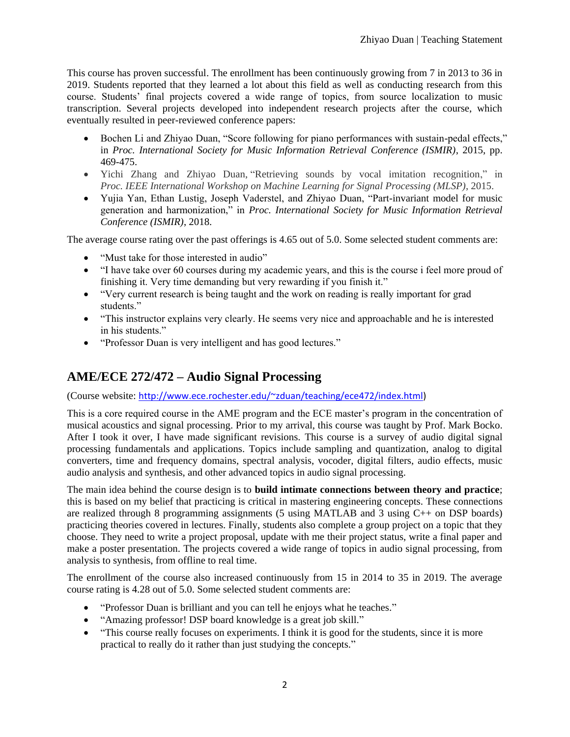This course has proven successful. The enrollment has been continuously growing from 7 in 2013 to 36 in 2019. Students reported that they learned a lot about this field as well as conducting research from this course. Students' final projects covered a wide range of topics, from source localization to music transcription. Several projects developed into independent research projects after the course, which eventually resulted in peer-reviewed conference papers:

- Bochen Li and Zhiyao Duan, "Score following for piano performances with sustain-pedal effects," in *Proc. International Society for Music Information Retrieval Conference (ISMIR)*, 2015, pp. 469-475.
- Yichi Zhang and Zhiyao Duan, "Retrieving sounds by vocal imitation recognition," in *Proc. IEEE International Workshop on Machine Learning for Signal Processing (MLSP)*, 2015.
- Yujia Yan, Ethan Lustig, Joseph Vaderstel, and Zhiyao Duan, "Part-invariant model for music generation and harmonization," in *Proc. International Society for Music Information Retrieval Conference (ISMIR)*, 2018.

The average course rating over the past offerings is 4.65 out of 5.0. Some selected student comments are:

- "Must take for those interested in audio"
- "I have take over 60 courses during my academic years, and this is the course i feel more proud of finishing it. Very time demanding but very rewarding if you finish it."
- "Very current research is being taught and the work on reading is really important for grad students."
- "This instructor explains very clearly. He seems very nice and approachable and he is interested in his students."
- "Professor Duan is very intelligent and has good lectures."

## AME/ECE 272/472 – Audio Signal Processing

(Course website: http://www.ece.rochester.edu/~zduan/teaching/ece472/index.html)

This is a core required course in the AME program and the ECE master's program in the concentration of musical acoustics and signal processing. Prior to my arrival, this course was taught by Prof. Mark Bocko. After I took it over, I have made significant revisions. This course is a survey of audio digital signal processing fundamentals and applications. Topics include sampling and quantization, analog to digital converters, time and frequency domains, spectral analysis, vocoder, digital filters, audio effects, music audio analysis and synthesis, and other advanced topics in audio signal processing.

The main idea behind the course design is to **build intimate connections between theory and practice**; this is based on my belief that practicing is critical in mastering engineering concepts. These connections are realized through 8 programming assignments (5 using MATLAB and 3 using C++ on DSP boards) practicing theories covered in lectures. Finally, students also complete a group project on a topic that they choose. They need to write a project proposal, update with me their project status, write a final paper and make a poster presentation. The projects covered a wide range of topics in audio signal processing, from analysis to synthesis, from offline to real time.

The enrollment of the course also increased continuously from 15 in 2014 to 35 in 2019. The average course rating is 4.28 out of 5.0. Some selected student comments are:

- "Professor Duan is brilliant and you can tell he enjoys what he teaches."
- "Amazing professor! DSP board knowledge is a great job skill."
- "This course really focuses on experiments. I think it is good for the students, since it is more practical to really do it rather than just studying the concepts."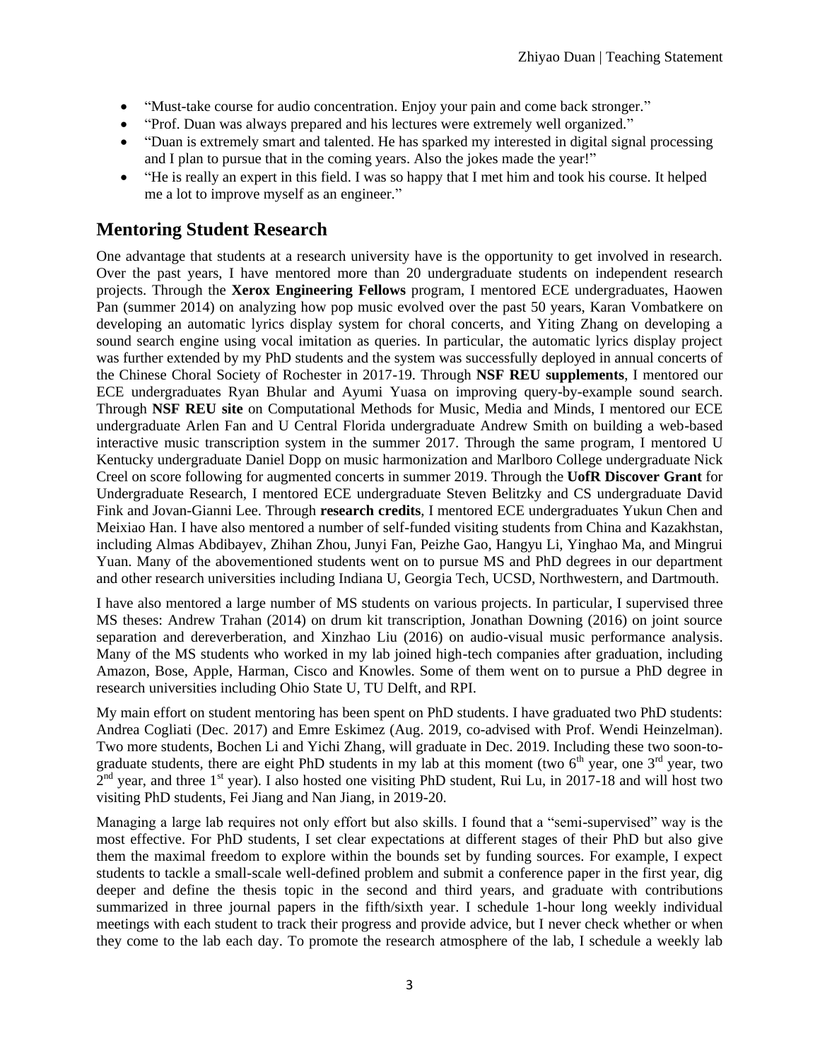- "Must-take course for audio concentration. Enjoy your pain and come back stronger."
- "Prof. Duan was always prepared and his lectures were extremely well organized."
- "Duan is extremely smart and talented. He has sparked my interested in digital signal processing and I plan to pursue that in the coming years. Also the jokes made the year!"
- "He is really an expert in this field. I was so happy that I met him and took his course. It helped me a lot to improve myself as an engineer."

## Mentoring Student Research

One advantage that students at a research university have is the opportunity to get involved in research. Over the past years, I have mentored more than 20 undergraduate students on independent research projects. Through the **Xerox Engineering Fellows** program, I mentored ECE undergraduates, Haowen Pan (summer 2014) on analyzing how pop music evolved over the past 50 years, Karan Vombatkere on developing an automatic lyrics display system for choral concerts, and Yiting Zhang on developing a sound search engine using vocal imitation as queries. In particular, the automatic lyrics display project was further extended by my PhD students and the system was successfully deployed in annual concerts of the Chinese Choral Society of Rochester in 2017-19. Through **NSF REU supplements**, I mentored our ECE undergraduates Ryan Bhular and Ayumi Yuasa on improving query-by-example sound search. Through **NSF REU site** on Computational Methods for Music, Media and Minds, I mentored our ECE undergraduate Arlen Fan and U Central Florida undergraduate Andrew Smith on building a web-based interactive music transcription system in the summer 2017. Through the same program, I mentored U Kentucky undergraduate Daniel Dopp on music harmonization and Marlboro College undergraduate Nick Creel on score following for augmented concerts in summer 2019. Through the **UofR Discover Grant** for Undergraduate Research, I mentored ECE undergraduate Steven Belitzky and CS undergraduate David Fink and Jovan-Gianni Lee. Through **research credits**, I mentored ECE undergraduates Yukun Chen and Meixiao Han. I have also mentored a number of self-funded visiting students from China and Kazakhstan, including Almas Abdibayev, Zhihan Zhou, Junyi Fan, Peizhe Gao, Hangyu Li, Yinghao Ma, and Mingrui Yuan. Many of the abovementioned students went on to pursue MS and PhD degrees in our department and other research universities including Indiana U, Georgia Tech, UCSD, Northwestern, and Dartmouth.

I have also mentored a large number of MS students on various projects. In particular, I supervised three MS theses: Andrew Trahan (2014) on drum kit transcription, Jonathan Downing (2016) on joint source separation and dereverberation, and Xinzhao Liu (2016) on audio-visual music performance analysis. Many of the MS students who worked in my lab joined high-tech companies after graduation, including Amazon, Bose, Apple, Harman, Cisco and Knowles. Some of them went on to pursue a PhD degree in research universities including Ohio State U, TU Delft, and RPI.

My main effort on student mentoring has been spent on PhD students. I have graduated two PhD students: Andrea Cogliati (Dec. 2017) and Emre Eskimez (Aug. 2019, co-advised with Prof. Wendi Heinzelman). Two more students, Bochen Li and Yichi Zhang, will graduate in Dec. 2019. Including these two soon-to-graduate students, there are eight PhD students in my lab at this moment (two 6th year, one 3rd year, two 2nd year, and three 1st year). I also hosted one visiting PhD student, Rui Lu, in 2017-18 and will host two visiting PhD students, Fei Jiang and Nan Jiang, in 2019-20.

Managing a large lab requires not only effort but also skills. I found that a "semi-supervised" way is the most effective. For PhD students, I set clear expectations at different stages of their PhD but also give them the maximal freedom to explore within the bounds set by funding sources. For example, I expect students to tackle a small-scale well-defined problem and submit a conference paper in the first year, dig deeper and define the thesis topic in the second and third years, and graduate with contributions summarized in three journal papers in the fifth/sixth year. I schedule 1-hour long weekly individual meetings with each student to track their progress and provide advice, but I never check whether or when they come to the lab each day. To promote the research atmosphere of the lab, I schedule a weekly lab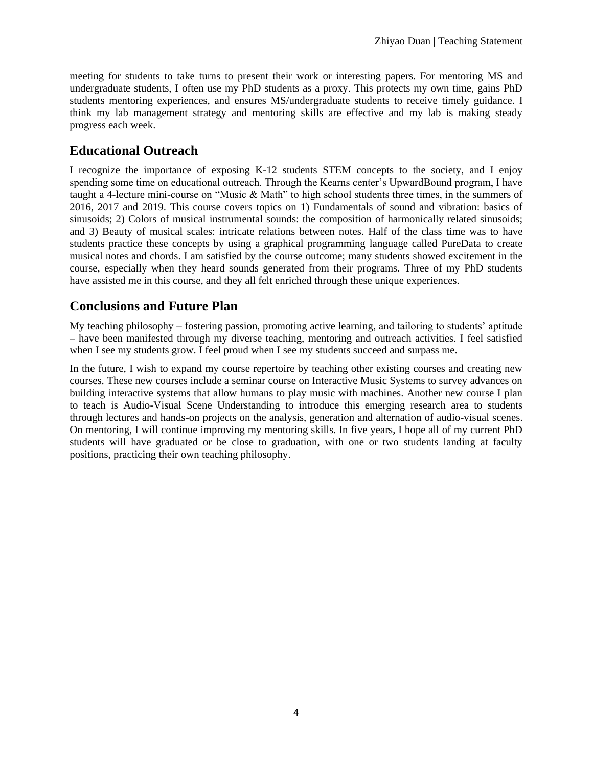meeting for students to take turns to present their work or interesting papers. For mentoring MS and undergraduate students, I often use my PhD students as a proxy. This protects my own time, gains PhD students mentoring experiences, and ensures MS/undergraduate students to receive timely guidance. I think my lab management strategy and mentoring skills are effective and my lab is making steady progress each week.

## Educational Outreach

I recognize the importance of exposing K-12 students STEM concepts to the society, and I enjoy spending some time on educational outreach. Through the Kearns center's UpwardBound program, I have taught a 4-lecture mini-course on "Music & Math" to high school students three times, in the summers of 2016, 2017 and 2019. This course covers topics on 1) Fundamentals of sound and vibration: basics of sinusoids; 2) Colors of musical instrumental sounds: the composition of harmonically related sinusoids; and 3) Beauty of musical scales: intricate relations between notes. Half of the class time was to have students practice these concepts by using a graphical programming language called PureData to create musical notes and chords. I am satisfied by the course outcome; many students showed excitement in the course, especially when they heard sounds generated from their programs. Three of my PhD students have assisted me in this course, and they all felt enriched through these unique experiences.

## Conclusions and Future Plan

My teaching philosophy – fostering passion, promoting active learning, and tailoring to students' aptitude – have been manifested through my diverse teaching, mentoring and outreach activities. I feel satisfied when I see my students grow. I feel proud when I see my students succeed and surpass me.

In the future, I wish to expand my course repertoire by teaching other existing courses and creating new courses. These new courses include a seminar course on Interactive Music Systems to survey advances on building interactive systems that allow humans to play music with machines. Another new course I plan to teach is Audio-Visual Scene Understanding to introduce this emerging research area to students through lectures and hands-on projects on the analysis, generation and alternation of audio-visual scenes. On mentoring, I will continue improving my mentoring skills. In five years, I hope all of my current PhD students will have graduated or be close to graduation, with one or two students landing at faculty positions, practicing their own teaching philosophy.